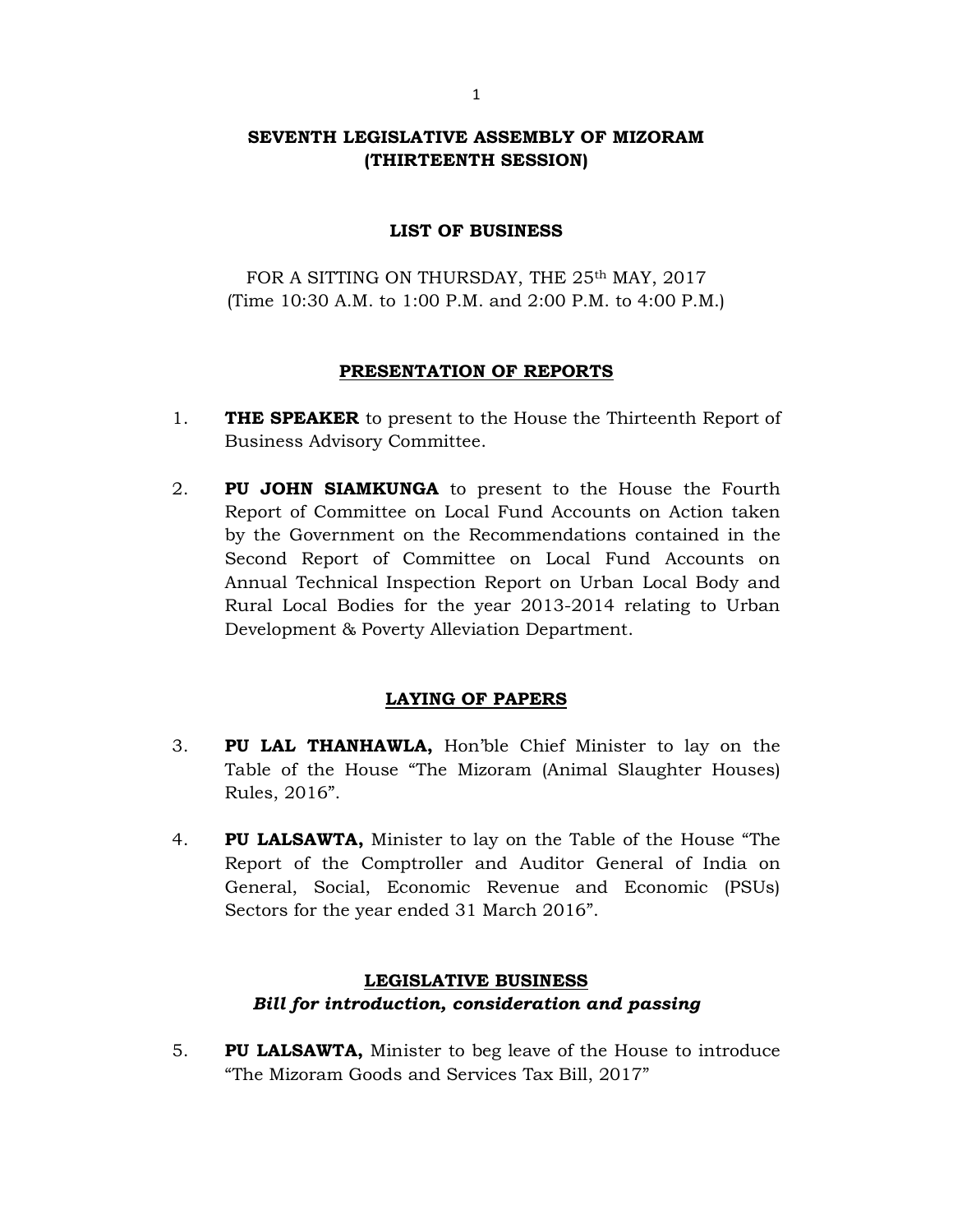# SEVENTH LEGISLATIVE ASSEMBLY OF MIZORAM (THIRTEENTH SESSION)

## LIST OF BUSINESS

FOR A SITTING ON THURSDAY, THE 25th MAY, 2017
(Time 10:30 A.M. to 1:00 P.M. and 2:00 P.M. to 4:00 P.M.)

## PRESENTATION OF REPORTS

1. **THE SPEAKER** to present to the House the Thirteenth Report of Business Advisory Committee.

2. **PU JOHN SIAMKUNGA** to present to the House the Fourth Report of Committee on Local Fund Accounts on Action taken by the Government on the Recommendations contained in the Second Report of Committee on Local Fund Accounts on Annual Technical Inspection Report on Urban Local Body and Rural Local Bodies for the year 2013-2014 relating to Urban Development & Poverty Alleviation Department.

## LAYING OF PAPERS

3. **PU LAL THANHAWLA,** Hon'ble Chief Minister to lay on the Table of the House "The Mizoram (Animal Slaughter Houses) Rules, 2016".

4. **PU LALSAWTA,** Minister to lay on the Table of the House "The Report of the Comptroller and Auditor General of India on General, Social, Economic Revenue and Economic (PSUs) Sectors for the year ended 31 March 2016".

## LEGISLATIVE BUSINESS

***Bill for introduction, consideration and passing***

5. **PU LALSAWTA,** Minister to beg leave of the House to introduce "The Mizoram Goods and Services Tax Bill, 2017"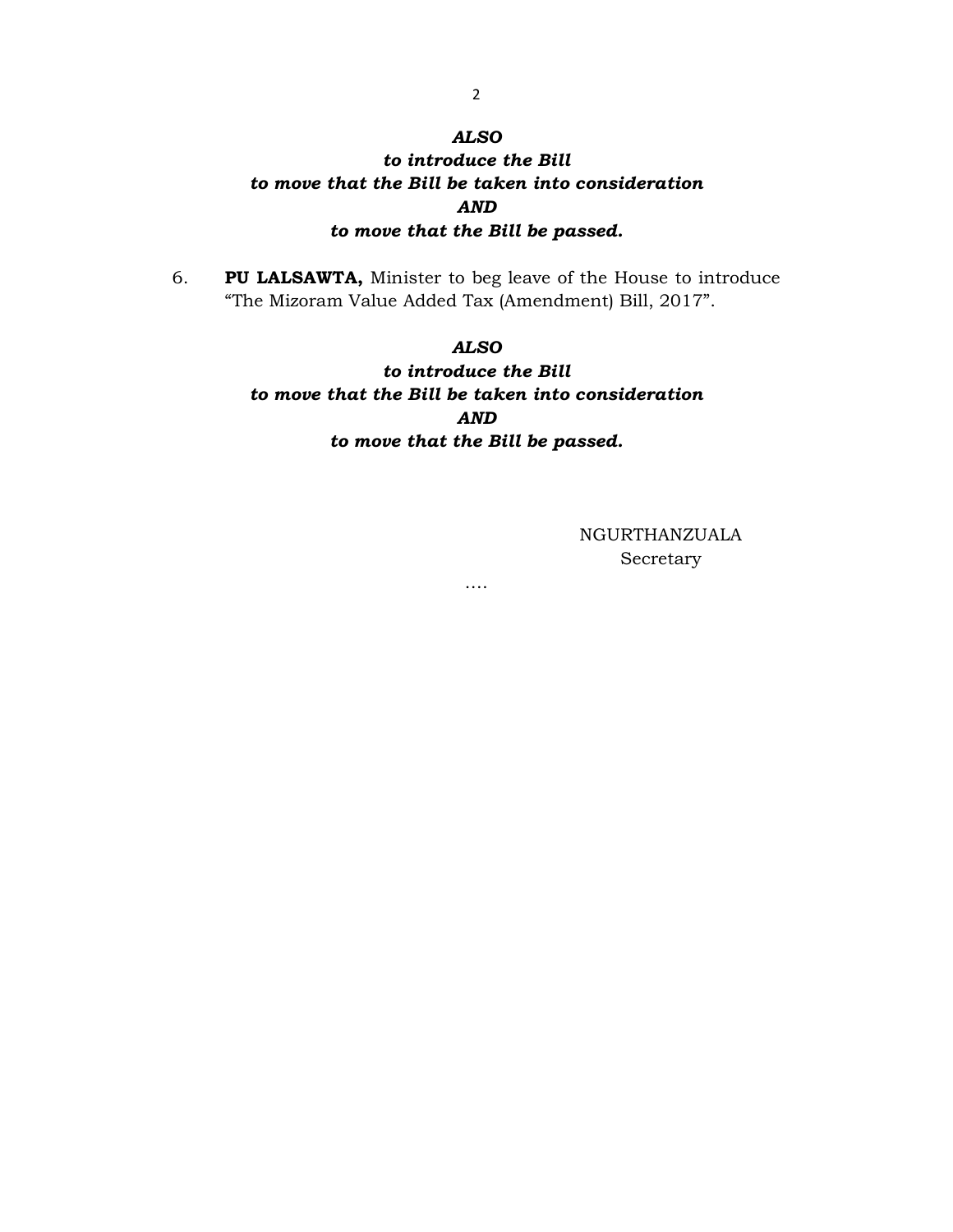***ALSO***

***to introduce the Bill***

***to move that the Bill be taken into consideration***

***AND***

***to move that the Bill be passed.***

6. **PU LALSAWTA,** Minister to beg leave of the House to introduce "The Mizoram Value Added Tax (Amendment) Bill, 2017".

***ALSO***

***to introduce the Bill***

***to move that the Bill be taken into consideration***

***AND***

***to move that the Bill be passed.***

NGURTHANZUALA
Secretary

….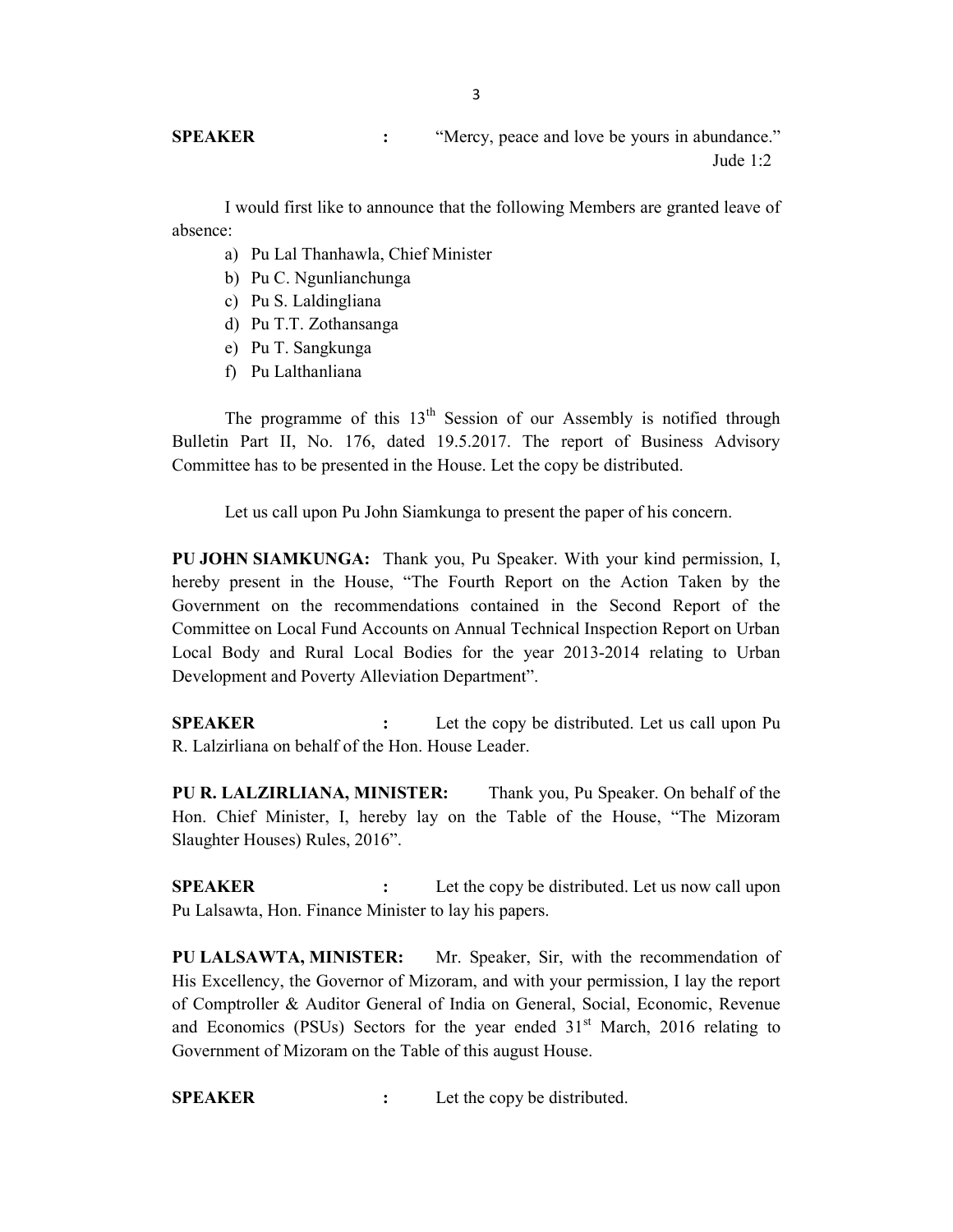**SPEAKER** : "Mercy, peace and love be yours in abundance."
Jude 1:2

I would first like to announce that the following Members are granted leave of absence:

a) Pu Lal Thanhawla, Chief Minister
b) Pu C. Ngunlianchunga
c) Pu S. Laldingliana
d) Pu T.T. Zothansanga
e) Pu T. Sangkunga
f) Pu Lalthanliana

The programme of this 13th Session of our Assembly is notified through Bulletin Part II, No. 176, dated 19.5.2017. The report of Business Advisory Committee has to be presented in the House. Let the copy be distributed.

Let us call upon Pu John Siamkunga to present the paper of his concern.

**PU JOHN SIAMKUNGA:** Thank you, Pu Speaker. With your kind permission, I, hereby present in the House, "The Fourth Report on the Action Taken by the Government on the recommendations contained in the Second Report of the Committee on Local Fund Accounts on Annual Technical Inspection Report on Urban Local Body and Rural Local Bodies for the year 2013-2014 relating to Urban Development and Poverty Alleviation Department".

**SPEAKER** : Let the copy be distributed. Let us call upon Pu R. Lalzirliana on behalf of the Hon. House Leader.

**PU R. LALZIRLIANA, MINISTER:** Thank you, Pu Speaker. On behalf of the Hon. Chief Minister, I, hereby lay on the Table of the House, "The Mizoram Slaughter Houses) Rules, 2016".

**SPEAKER** : Let the copy be distributed. Let us now call upon Pu Lalsawta, Hon. Finance Minister to lay his papers.

**PU LALSAWTA, MINISTER:** Mr. Speaker, Sir, with the recommendation of His Excellency, the Governor of Mizoram, and with your permission, I lay the report of Comptroller & Auditor General of India on General, Social, Economic, Revenue and Economics (PSUs) Sectors for the year ended 31st March, 2016 relating to Government of Mizoram on the Table of this august House.

**SPEAKER** : Let the copy be distributed.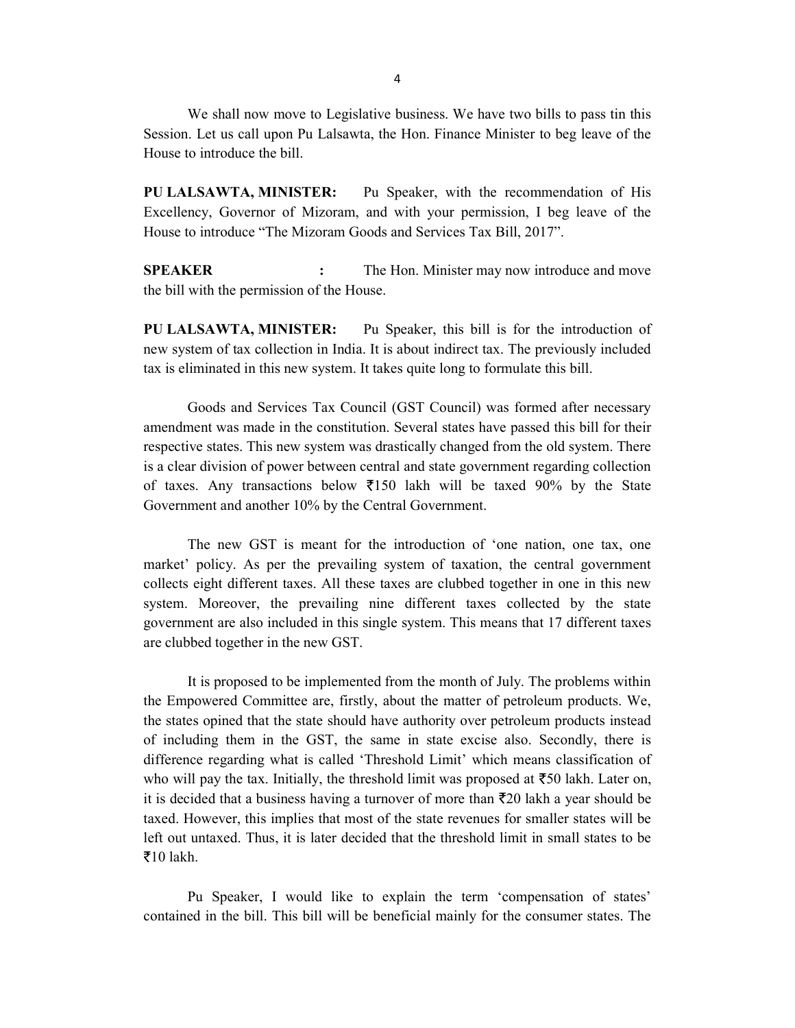We shall now move to Legislative business. We have two bills to pass tin this Session. Let us call upon Pu Lalsawta, the Hon. Finance Minister to beg leave of the House to introduce the bill.

**PU LALSAWTA, MINISTER:** Pu Speaker, with the recommendation of His Excellency, Governor of Mizoram, and with your permission, I beg leave of the House to introduce "The Mizoram Goods and Services Tax Bill, 2017".

**SPEAKER :** The Hon. Minister may now introduce and move the bill with the permission of the House.

**PU LALSAWTA, MINISTER:** Pu Speaker, this bill is for the introduction of new system of tax collection in India. It is about indirect tax. The previously included tax is eliminated in this new system. It takes quite long to formulate this bill.

Goods and Services Tax Council (GST Council) was formed after necessary amendment was made in the constitution. Several states have passed this bill for their respective states. This new system was drastically changed from the old system. There is a clear division of power between central and state government regarding collection of taxes. Any transactions below ₹150 lakh will be taxed 90% by the State Government and another 10% by the Central Government.

The new GST is meant for the introduction of 'one nation, one tax, one market' policy. As per the prevailing system of taxation, the central government collects eight different taxes. All these taxes are clubbed together in one in this new system. Moreover, the prevailing nine different taxes collected by the state government are also included in this single system. This means that 17 different taxes are clubbed together in the new GST.

It is proposed to be implemented from the month of July. The problems within the Empowered Committee are, firstly, about the matter of petroleum products. We, the states opined that the state should have authority over petroleum products instead of including them in the GST, the same in state excise also. Secondly, there is difference regarding what is called 'Threshold Limit' which means classification of who will pay the tax. Initially, the threshold limit was proposed at ₹50 lakh. Later on, it is decided that a business having a turnover of more than ₹20 lakh a year should be taxed. However, this implies that most of the state revenues for smaller states will be left out untaxed. Thus, it is later decided that the threshold limit in small states to be ₹10 lakh.

Pu Speaker, I would like to explain the term 'compensation of states' contained in the bill. This bill will be beneficial mainly for the consumer states. The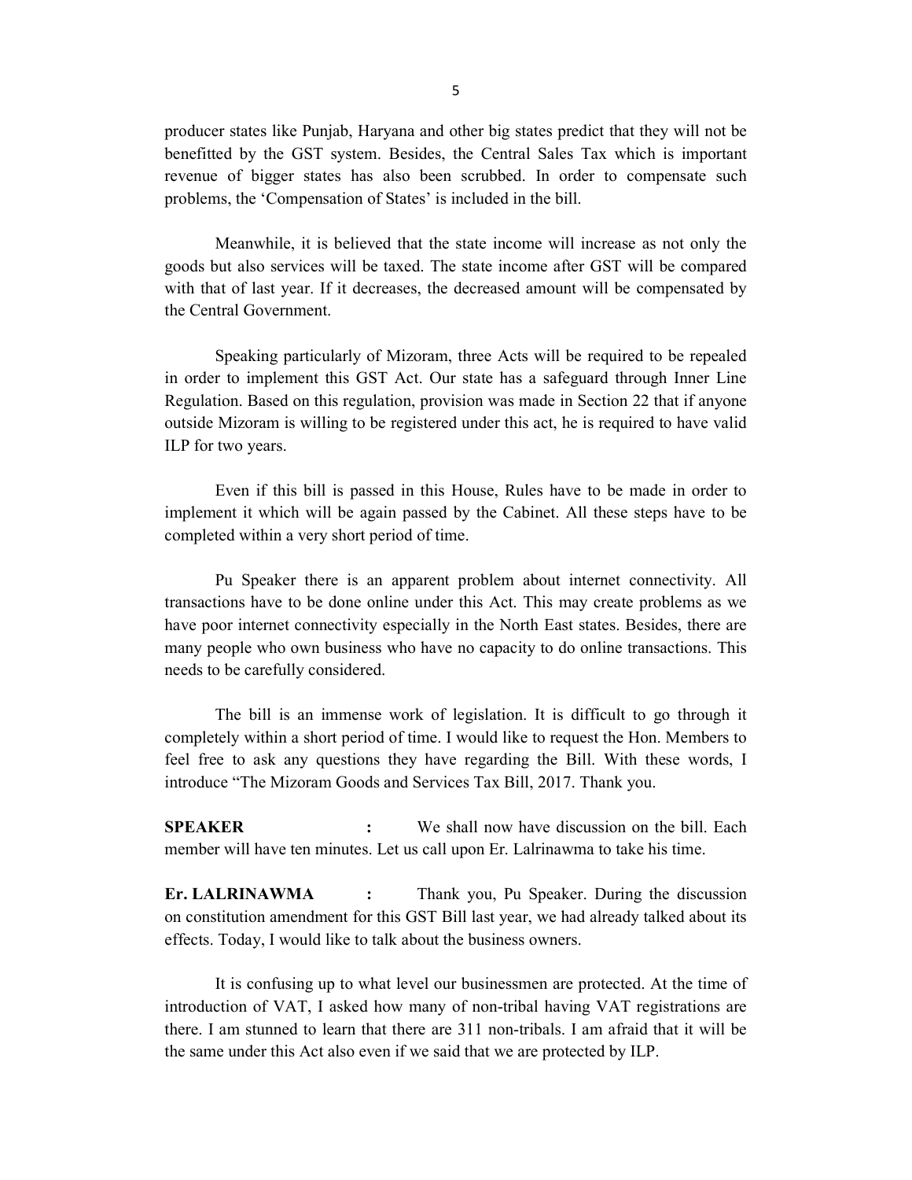producer states like Punjab, Haryana and other big states predict that they will not be benefitted by the GST system. Besides, the Central Sales Tax which is important revenue of bigger states has also been scrubbed. In order to compensate such problems, the 'Compensation of States' is included in the bill.

Meanwhile, it is believed that the state income will increase as not only the goods but also services will be taxed. The state income after GST will be compared with that of last year. If it decreases, the decreased amount will be compensated by the Central Government.

Speaking particularly of Mizoram, three Acts will be required to be repealed in order to implement this GST Act. Our state has a safeguard through Inner Line Regulation. Based on this regulation, provision was made in Section 22 that if anyone outside Mizoram is willing to be registered under this act, he is required to have valid ILP for two years.

Even if this bill is passed in this House, Rules have to be made in order to implement it which will be again passed by the Cabinet. All these steps have to be completed within a very short period of time.

Pu Speaker there is an apparent problem about internet connectivity. All transactions have to be done online under this Act. This may create problems as we have poor internet connectivity especially in the North East states. Besides, there are many people who own business who have no capacity to do online transactions. This needs to be carefully considered.

The bill is an immense work of legislation. It is difficult to go through it completely within a short period of time. I would like to request the Hon. Members to feel free to ask any questions they have regarding the Bill. With these words, I introduce "The Mizoram Goods and Services Tax Bill, 2017. Thank you.

**SPEAKER** : We shall now have discussion on the bill. Each member will have ten minutes. Let us call upon Er. Lalrinawma to take his time.

**Er. LALRINAWMA** : Thank you, Pu Speaker. During the discussion on constitution amendment for this GST Bill last year, we had already talked about its effects. Today, I would like to talk about the business owners.

It is confusing up to what level our businessmen are protected. At the time of introduction of VAT, I asked how many of non-tribal having VAT registrations are there. I am stunned to learn that there are 311 non-tribals. I am afraid that it will be the same under this Act also even if we said that we are protected by ILP.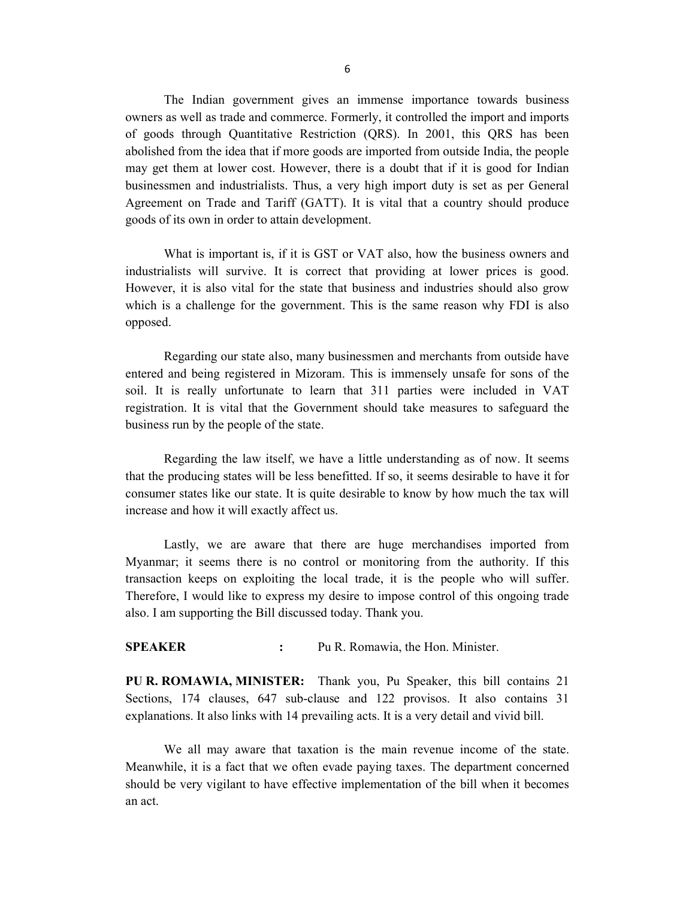The Indian government gives an immense importance towards business owners as well as trade and commerce. Formerly, it controlled the import and imports of goods through Quantitative Restriction (QRS). In 2001, this QRS has been abolished from the idea that if more goods are imported from outside India, the people may get them at lower cost. However, there is a doubt that if it is good for Indian businessmen and industrialists. Thus, a very high import duty is set as per General Agreement on Trade and Tariff (GATT). It is vital that a country should produce goods of its own in order to attain development.

What is important is, if it is GST or VAT also, how the business owners and industrialists will survive. It is correct that providing at lower prices is good. However, it is also vital for the state that business and industries should also grow which is a challenge for the government. This is the same reason why FDI is also opposed.

Regarding our state also, many businessmen and merchants from outside have entered and being registered in Mizoram. This is immensely unsafe for sons of the soil. It is really unfortunate to learn that 311 parties were included in VAT registration. It is vital that the Government should take measures to safeguard the business run by the people of the state.

Regarding the law itself, we have a little understanding as of now. It seems that the producing states will be less benefitted. If so, it seems desirable to have it for consumer states like our state. It is quite desirable to know by how much the tax will increase and how it will exactly affect us.

Lastly, we are aware that there are huge merchandises imported from Myanmar; it seems there is no control or monitoring from the authority. If this transaction keeps on exploiting the local trade, it is the people who will suffer. Therefore, I would like to express my desire to impose control of this ongoing trade also. I am supporting the Bill discussed today. Thank you.

**SPEAKER** : Pu R. Romawia, the Hon. Minister.

**PU R. ROMAWIA, MINISTER:** Thank you, Pu Speaker, this bill contains 21 Sections, 174 clauses, 647 sub-clause and 122 provisos. It also contains 31 explanations. It also links with 14 prevailing acts. It is a very detail and vivid bill.

We all may aware that taxation is the main revenue income of the state. Meanwhile, it is a fact that we often evade paying taxes. The department concerned should be very vigilant to have effective implementation of the bill when it becomes an act.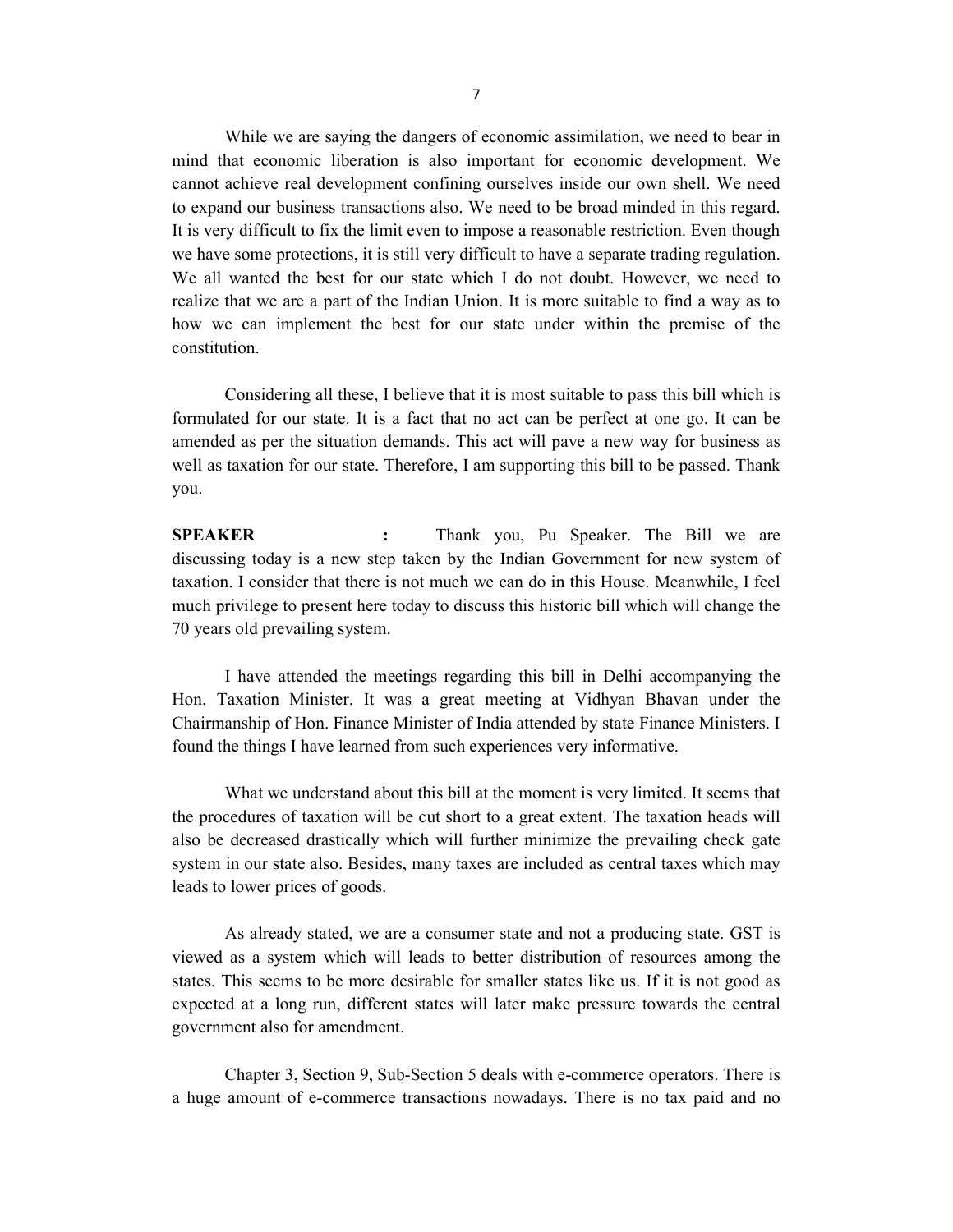While we are saying the dangers of economic assimilation, we need to bear in mind that economic liberation is also important for economic development. We cannot achieve real development confining ourselves inside our own shell. We need to expand our business transactions also. We need to be broad minded in this regard. It is very difficult to fix the limit even to impose a reasonable restriction. Even though we have some protections, it is still very difficult to have a separate trading regulation. We all wanted the best for our state which I do not doubt. However, we need to realize that we are a part of the Indian Union. It is more suitable to find a way as to how we can implement the best for our state under within the premise of the constitution.

Considering all these, I believe that it is most suitable to pass this bill which is formulated for our state. It is a fact that no act can be perfect at one go. It can be amended as per the situation demands. This act will pave a new way for business as well as taxation for our state. Therefore, I am supporting this bill to be passed. Thank you.

**SPEAKER** : Thank you, Pu Speaker. The Bill we are discussing today is a new step taken by the Indian Government for new system of taxation. I consider that there is not much we can do in this House. Meanwhile, I feel much privilege to present here today to discuss this historic bill which will change the 70 years old prevailing system.

I have attended the meetings regarding this bill in Delhi accompanying the Hon. Taxation Minister. It was a great meeting at Vidhyan Bhavan under the Chairmanship of Hon. Finance Minister of India attended by state Finance Ministers. I found the things I have learned from such experiences very informative.

What we understand about this bill at the moment is very limited. It seems that the procedures of taxation will be cut short to a great extent. The taxation heads will also be decreased drastically which will further minimize the prevailing check gate system in our state also. Besides, many taxes are included as central taxes which may leads to lower prices of goods.

As already stated, we are a consumer state and not a producing state. GST is viewed as a system which will leads to better distribution of resources among the states. This seems to be more desirable for smaller states like us. If it is not good as expected at a long run, different states will later make pressure towards the central government also for amendment.

Chapter 3, Section 9, Sub-Section 5 deals with e-commerce operators. There is a huge amount of e-commerce transactions nowadays. There is no tax paid and no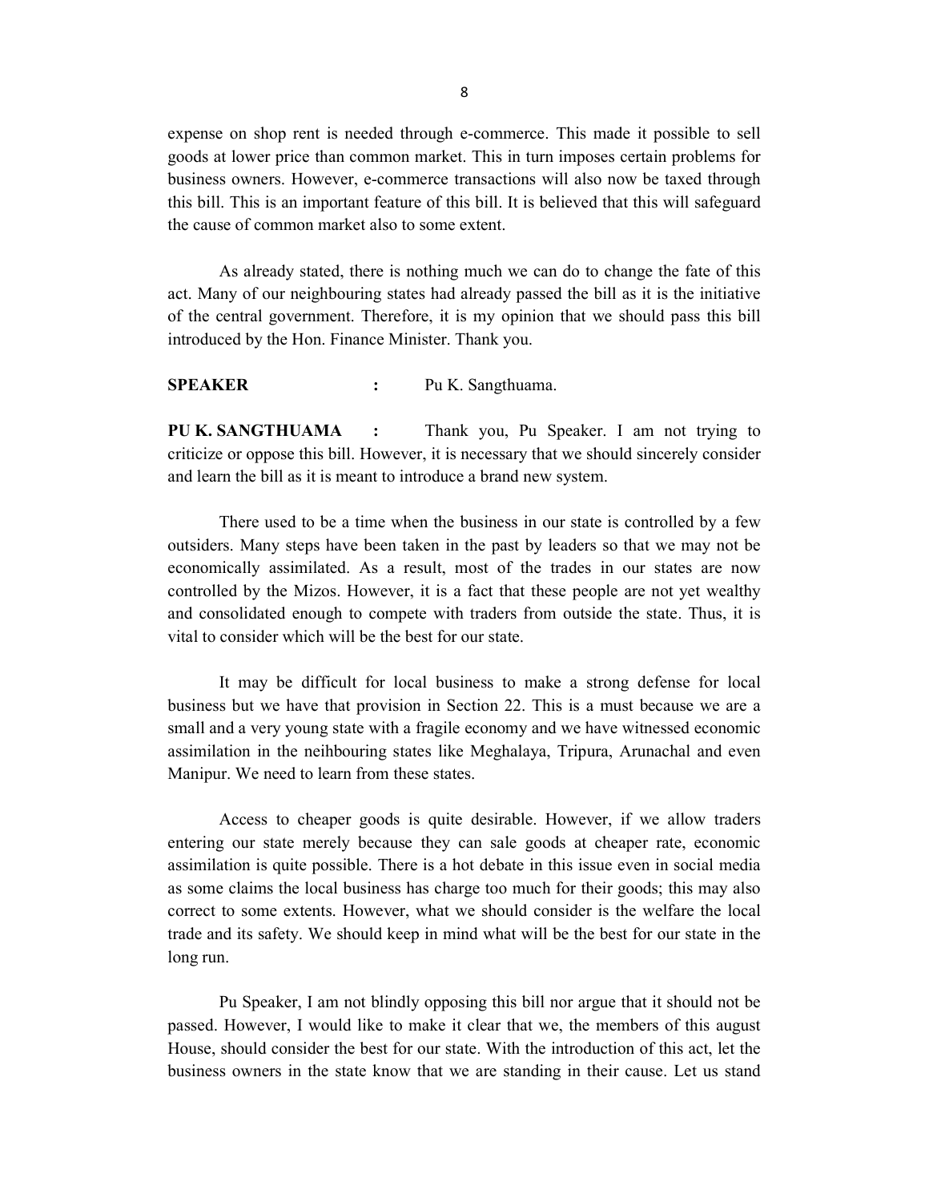expense on shop rent is needed through e-commerce. This made it possible to sell goods at lower price than common market. This in turn imposes certain problems for business owners. However, e-commerce transactions will also now be taxed through this bill. This is an important feature of this bill. It is believed that this will safeguard the cause of common market also to some extent.

As already stated, there is nothing much we can do to change the fate of this act. Many of our neighbouring states had already passed the bill as it is the initiative of the central government. Therefore, it is my opinion that we should pass this bill introduced by the Hon. Finance Minister. Thank you.

**SPEAKER** : Pu K. Sangthuama.

**PU K. SANGTHUAMA** : Thank you, Pu Speaker. I am not trying to criticize or oppose this bill. However, it is necessary that we should sincerely consider and learn the bill as it is meant to introduce a brand new system.

There used to be a time when the business in our state is controlled by a few outsiders. Many steps have been taken in the past by leaders so that we may not be economically assimilated. As a result, most of the trades in our states are now controlled by the Mizos. However, it is a fact that these people are not yet wealthy and consolidated enough to compete with traders from outside the state. Thus, it is vital to consider which will be the best for our state.

It may be difficult for local business to make a strong defense for local business but we have that provision in Section 22. This is a must because we are a small and a very young state with a fragile economy and we have witnessed economic assimilation in the neihbouring states like Meghalaya, Tripura, Arunachal and even Manipur. We need to learn from these states.

Access to cheaper goods is quite desirable. However, if we allow traders entering our state merely because they can sale goods at cheaper rate, economic assimilation is quite possible. There is a hot debate in this issue even in social media as some claims the local business has charge too much for their goods; this may also correct to some extents. However, what we should consider is the welfare the local trade and its safety. We should keep in mind what will be the best for our state in the long run.

Pu Speaker, I am not blindly opposing this bill nor argue that it should not be passed. However, I would like to make it clear that we, the members of this august House, should consider the best for our state. With the introduction of this act, let the business owners in the state know that we are standing in their cause. Let us stand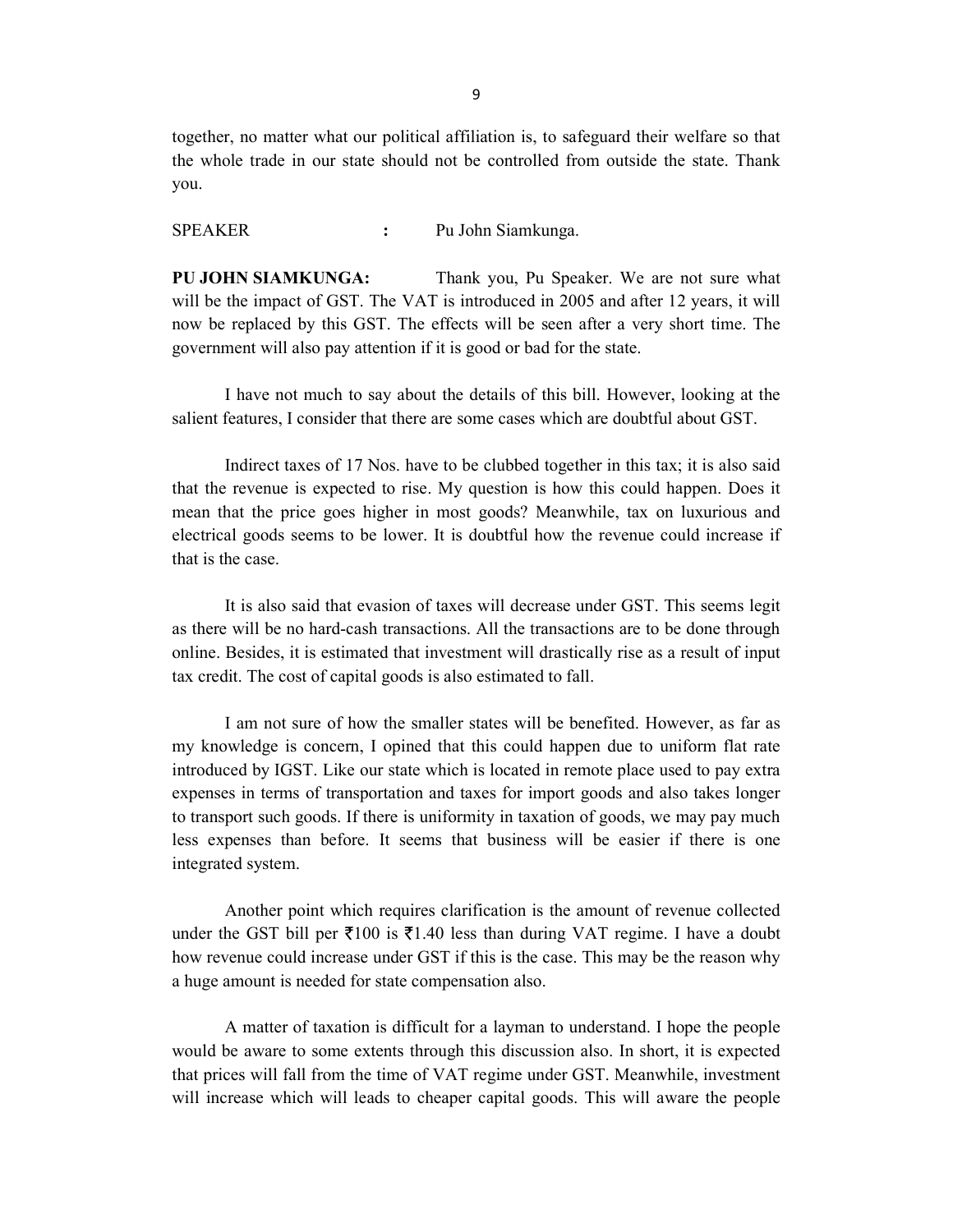together, no matter what our political affiliation is, to safeguard their welfare so that the whole trade in our state should not be controlled from outside the state. Thank you.

SPEAKER : Pu John Siamkunga.

**PU JOHN SIAMKUNGA:** Thank you, Pu Speaker. We are not sure what will be the impact of GST. The VAT is introduced in 2005 and after 12 years, it will now be replaced by this GST. The effects will be seen after a very short time. The government will also pay attention if it is good or bad for the state.

I have not much to say about the details of this bill. However, looking at the salient features, I consider that there are some cases which are doubtful about GST.

Indirect taxes of 17 Nos. have to be clubbed together in this tax; it is also said that the revenue is expected to rise. My question is how this could happen. Does it mean that the price goes higher in most goods? Meanwhile, tax on luxurious and electrical goods seems to be lower. It is doubtful how the revenue could increase if that is the case.

It is also said that evasion of taxes will decrease under GST. This seems legit as there will be no hard-cash transactions. All the transactions are to be done through online. Besides, it is estimated that investment will drastically rise as a result of input tax credit. The cost of capital goods is also estimated to fall.

I am not sure of how the smaller states will be benefited. However, as far as my knowledge is concern, I opined that this could happen due to uniform flat rate introduced by IGST. Like our state which is located in remote place used to pay extra expenses in terms of transportation and taxes for import goods and also takes longer to transport such goods. If there is uniformity in taxation of goods, we may pay much less expenses than before. It seems that business will be easier if there is one integrated system.

Another point which requires clarification is the amount of revenue collected under the GST bill per ₹100 is ₹1.40 less than during VAT regime. I have a doubt how revenue could increase under GST if this is the case. This may be the reason why a huge amount is needed for state compensation also.

A matter of taxation is difficult for a layman to understand. I hope the people would be aware to some extents through this discussion also. In short, it is expected that prices will fall from the time of VAT regime under GST. Meanwhile, investment will increase which will leads to cheaper capital goods. This will aware the people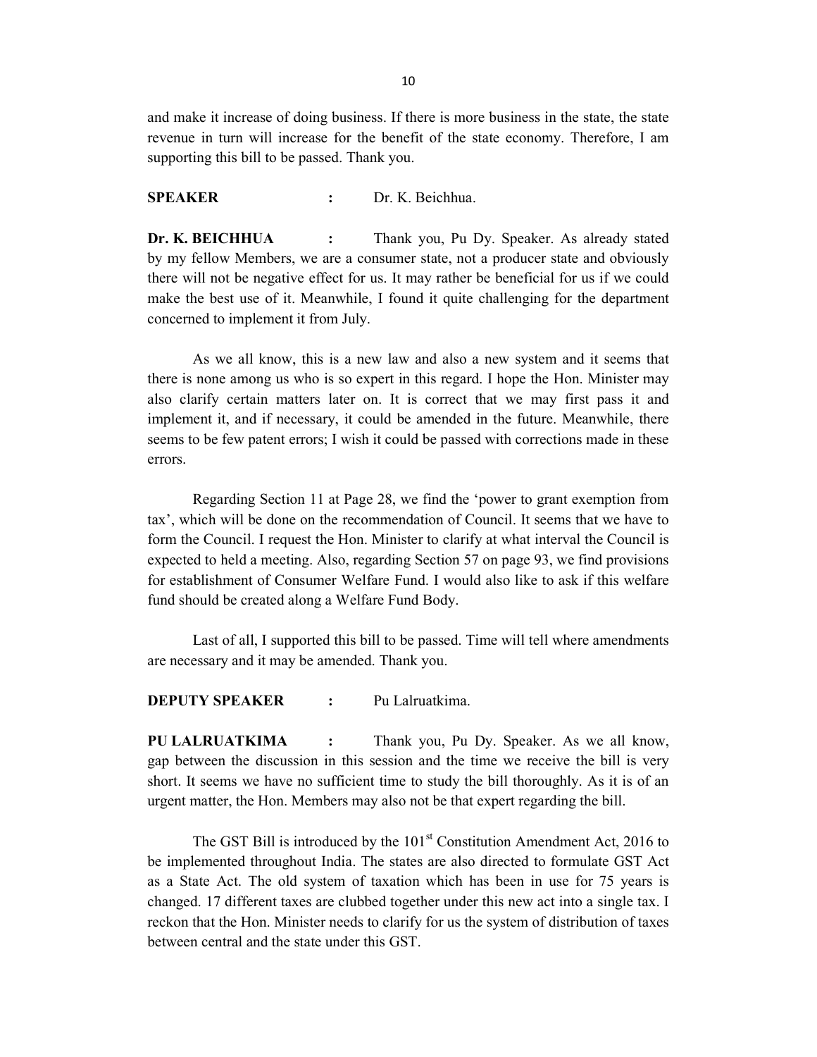and make it increase of doing business. If there is more business in the state, the state revenue in turn will increase for the benefit of the state economy. Therefore, I am supporting this bill to be passed. Thank you.

**SPEAKER** : Dr. K. Beichhua.

**Dr. K. BEICHHUA** : Thank you, Pu Dy. Speaker. As already stated by my fellow Members, we are a consumer state, not a producer state and obviously there will not be negative effect for us. It may rather be beneficial for us if we could make the best use of it. Meanwhile, I found it quite challenging for the department concerned to implement it from July.

As we all know, this is a new law and also a new system and it seems that there is none among us who is so expert in this regard. I hope the Hon. Minister may also clarify certain matters later on. It is correct that we may first pass it and implement it, and if necessary, it could be amended in the future. Meanwhile, there seems to be few patent errors; I wish it could be passed with corrections made in these errors.

Regarding Section 11 at Page 28, we find the 'power to grant exemption from tax', which will be done on the recommendation of Council. It seems that we have to form the Council. I request the Hon. Minister to clarify at what interval the Council is expected to held a meeting. Also, regarding Section 57 on page 93, we find provisions for establishment of Consumer Welfare Fund. I would also like to ask if this welfare fund should be created along a Welfare Fund Body.

Last of all, I supported this bill to be passed. Time will tell where amendments are necessary and it may be amended. Thank you.

**DEPUTY SPEAKER** : Pu Lalruatkima.

**PU LALRUATKIMA** : Thank you, Pu Dy. Speaker. As we all know, gap between the discussion in this session and the time we receive the bill is very short. It seems we have no sufficient time to study the bill thoroughly. As it is of an urgent matter, the Hon. Members may also not be that expert regarding the bill.

The GST Bill is introduced by the 101st Constitution Amendment Act, 2016 to be implemented throughout India. The states are also directed to formulate GST Act as a State Act. The old system of taxation which has been in use for 75 years is changed. 17 different taxes are clubbed together under this new act into a single tax. I reckon that the Hon. Minister needs to clarify for us the system of distribution of taxes between central and the state under this GST.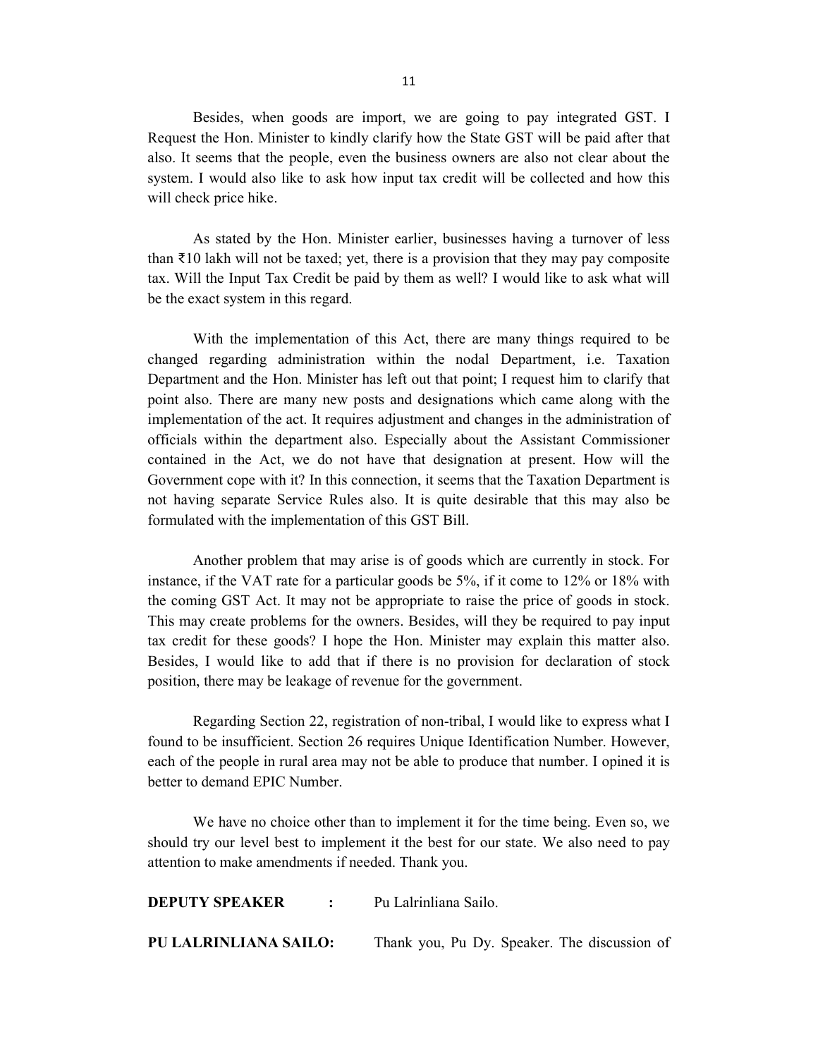Besides, when goods are import, we are going to pay integrated GST. I Request the Hon. Minister to kindly clarify how the State GST will be paid after that also. It seems that the people, even the business owners are also not clear about the system. I would also like to ask how input tax credit will be collected and how this will check price hike.

As stated by the Hon. Minister earlier, businesses having a turnover of less than ₹10 lakh will not be taxed; yet, there is a provision that they may pay composite tax. Will the Input Tax Credit be paid by them as well? I would like to ask what will be the exact system in this regard.

With the implementation of this Act, there are many things required to be changed regarding administration within the nodal Department, i.e. Taxation Department and the Hon. Minister has left out that point; I request him to clarify that point also. There are many new posts and designations which came along with the implementation of the act. It requires adjustment and changes in the administration of officials within the department also. Especially about the Assistant Commissioner contained in the Act, we do not have that designation at present. How will the Government cope with it? In this connection, it seems that the Taxation Department is not having separate Service Rules also. It is quite desirable that this may also be formulated with the implementation of this GST Bill.

Another problem that may arise is of goods which are currently in stock. For instance, if the VAT rate for a particular goods be 5%, if it come to 12% or 18% with the coming GST Act. It may not be appropriate to raise the price of goods in stock. This may create problems for the owners. Besides, will they be required to pay input tax credit for these goods? I hope the Hon. Minister may explain this matter also. Besides, I would like to add that if there is no provision for declaration of stock position, there may be leakage of revenue for the government.

Regarding Section 22, registration of non-tribal, I would like to express what I found to be insufficient. Section 26 requires Unique Identification Number. However, each of the people in rural area may not be able to produce that number. I opined it is better to demand EPIC Number.

We have no choice other than to implement it for the time being. Even so, we should try our level best to implement it the best for our state. We also need to pay attention to make amendments if needed. Thank you.

**DEPUTY SPEAKER :** Pu Lalrinliana Sailo.

**PU LALRINLIANA SAILO:** Thank you, Pu Dy. Speaker. The discussion of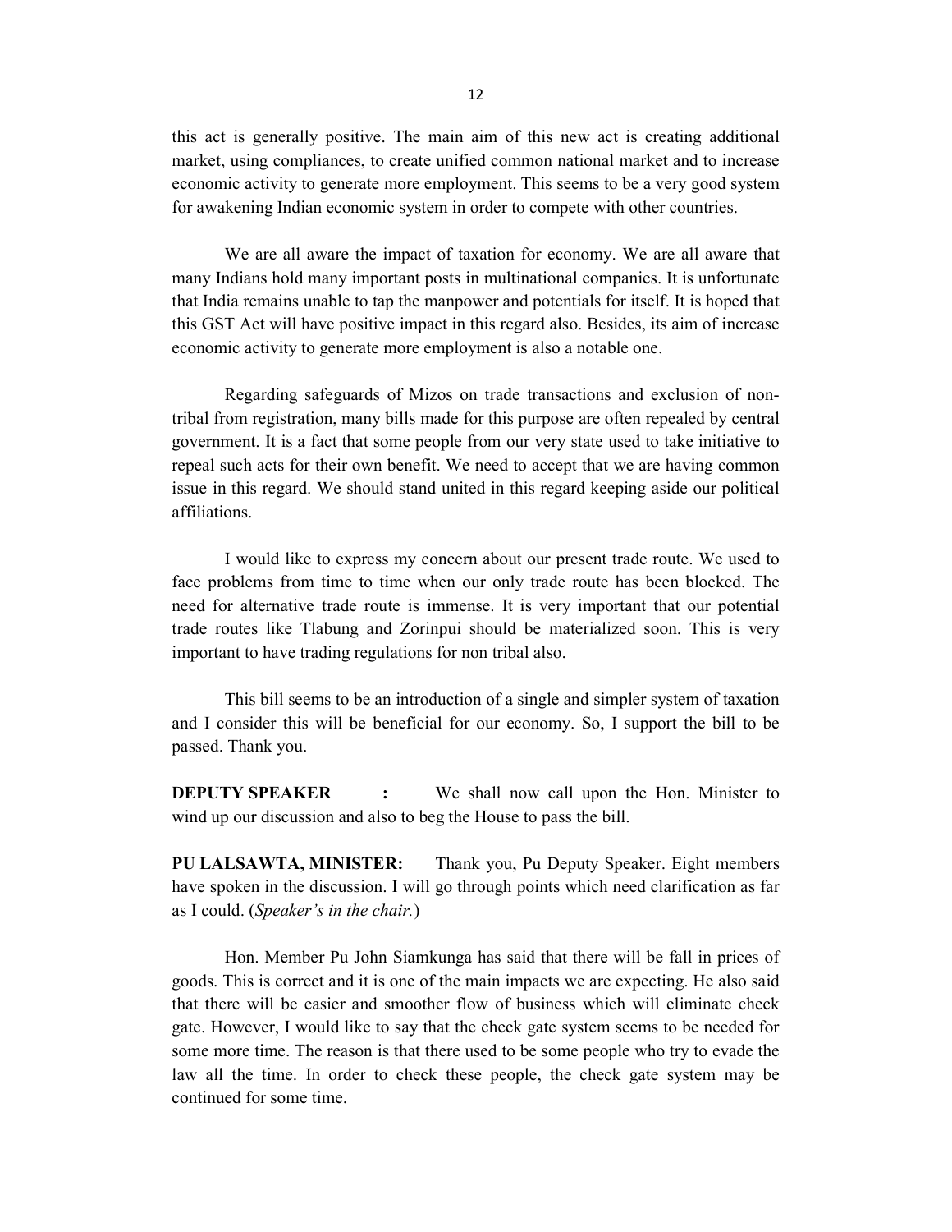this act is generally positive. The main aim of this new act is creating additional market, using compliances, to create unified common national market and to increase economic activity to generate more employment. This seems to be a very good system for awakening Indian economic system in order to compete with other countries.

We are all aware the impact of taxation for economy. We are all aware that many Indians hold many important posts in multinational companies. It is unfortunate that India remains unable to tap the manpower and potentials for itself. It is hoped that this GST Act will have positive impact in this regard also. Besides, its aim of increase economic activity to generate more employment is also a notable one.

Regarding safeguards of Mizos on trade transactions and exclusion of non-tribal from registration, many bills made for this purpose are often repealed by central government. It is a fact that some people from our very state used to take initiative to repeal such acts for their own benefit. We need to accept that we are having common issue in this regard. We should stand united in this regard keeping aside our political affiliations.

I would like to express my concern about our present trade route. We used to face problems from time to time when our only trade route has been blocked. The need for alternative trade route is immense. It is very important that our potential trade routes like Tlabung and Zorinpui should be materialized soon. This is very important to have trading regulations for non tribal also.

This bill seems to be an introduction of a single and simpler system of taxation and I consider this will be beneficial for our economy. So, I support the bill to be passed. Thank you.

**DEPUTY SPEAKER :** We shall now call upon the Hon. Minister to wind up our discussion and also to beg the House to pass the bill.

**PU LALSAWTA, MINISTER:** Thank you, Pu Deputy Speaker. Eight members have spoken in the discussion. I will go through points which need clarification as far as I could. (*Speaker's in the chair.*)

Hon. Member Pu John Siamkunga has said that there will be fall in prices of goods. This is correct and it is one of the main impacts we are expecting. He also said that there will be easier and smoother flow of business which will eliminate check gate. However, I would like to say that the check gate system seems to be needed for some more time. The reason is that there used to be some people who try to evade the law all the time. In order to check these people, the check gate system may be continued for some time.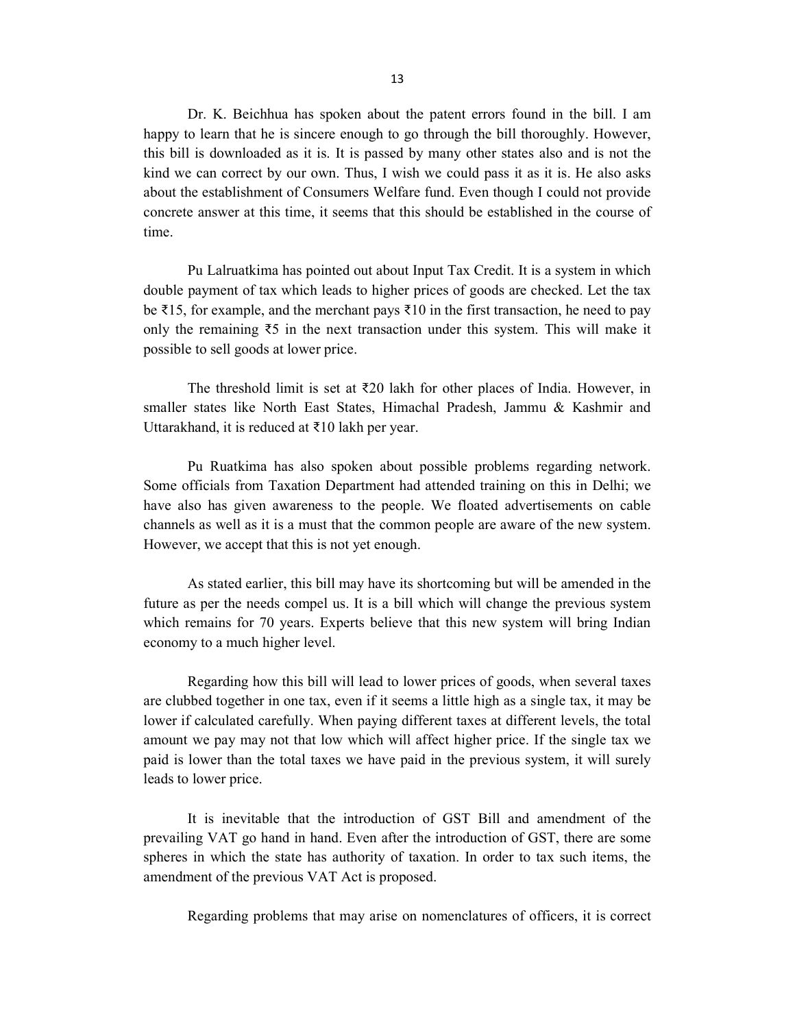Dr. K. Beichhua has spoken about the patent errors found in the bill. I am happy to learn that he is sincere enough to go through the bill thoroughly. However, this bill is downloaded as it is. It is passed by many other states also and is not the kind we can correct by our own. Thus, I wish we could pass it as it is. He also asks about the establishment of Consumers Welfare fund. Even though I could not provide concrete answer at this time, it seems that this should be established in the course of time.

Pu Lalruatkima has pointed out about Input Tax Credit. It is a system in which double payment of tax which leads to higher prices of goods are checked. Let the tax be ₹15, for example, and the merchant pays ₹10 in the first transaction, he need to pay only the remaining ₹5 in the next transaction under this system. This will make it possible to sell goods at lower price.

The threshold limit is set at ₹20 lakh for other places of India. However, in smaller states like North East States, Himachal Pradesh, Jammu & Kashmir and Uttarakhand, it is reduced at ₹10 lakh per year.

Pu Ruatkima has also spoken about possible problems regarding network. Some officials from Taxation Department had attended training on this in Delhi; we have also has given awareness to the people. We floated advertisements on cable channels as well as it is a must that the common people are aware of the new system. However, we accept that this is not yet enough.

As stated earlier, this bill may have its shortcoming but will be amended in the future as per the needs compel us. It is a bill which will change the previous system which remains for 70 years. Experts believe that this new system will bring Indian economy to a much higher level.

Regarding how this bill will lead to lower prices of goods, when several taxes are clubbed together in one tax, even if it seems a little high as a single tax, it may be lower if calculated carefully. When paying different taxes at different levels, the total amount we pay may not that low which will affect higher price. If the single tax we paid is lower than the total taxes we have paid in the previous system, it will surely leads to lower price.

It is inevitable that the introduction of GST Bill and amendment of the prevailing VAT go hand in hand. Even after the introduction of GST, there are some spheres in which the state has authority of taxation. In order to tax such items, the amendment of the previous VAT Act is proposed.

Regarding problems that may arise on nomenclatures of officers, it is correct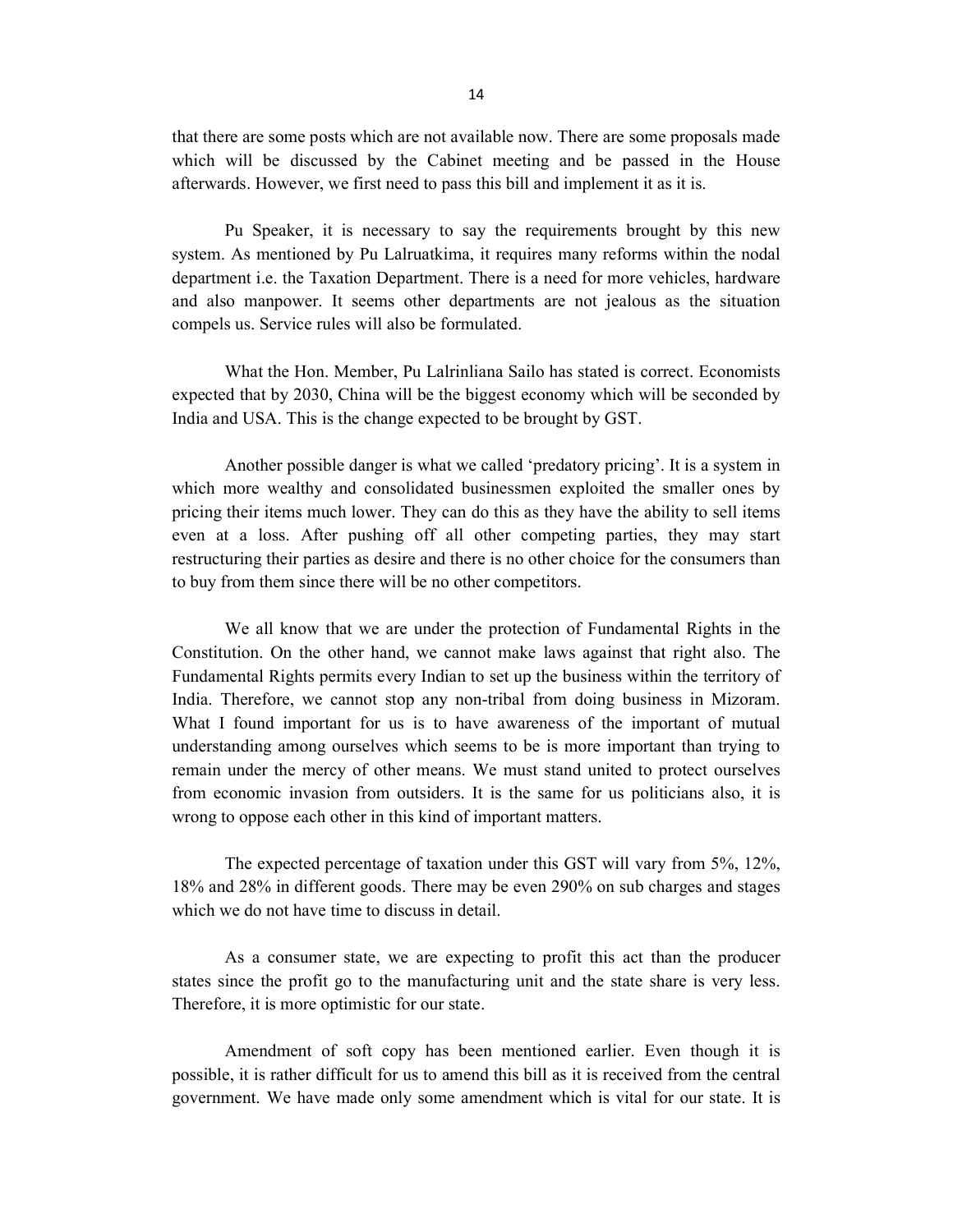that there are some posts which are not available now. There are some proposals made which will be discussed by the Cabinet meeting and be passed in the House afterwards. However, we first need to pass this bill and implement it as it is.

Pu Speaker, it is necessary to say the requirements brought by this new system. As mentioned by Pu Lalruatkima, it requires many reforms within the nodal department i.e. the Taxation Department. There is a need for more vehicles, hardware and also manpower. It seems other departments are not jealous as the situation compels us. Service rules will also be formulated.

What the Hon. Member, Pu Lalrinliana Sailo has stated is correct. Economists expected that by 2030, China will be the biggest economy which will be seconded by India and USA. This is the change expected to be brought by GST.

Another possible danger is what we called 'predatory pricing'. It is a system in which more wealthy and consolidated businessmen exploited the smaller ones by pricing their items much lower. They can do this as they have the ability to sell items even at a loss. After pushing off all other competing parties, they may start restructuring their parties as desire and there is no other choice for the consumers than to buy from them since there will be no other competitors.

We all know that we are under the protection of Fundamental Rights in the Constitution. On the other hand, we cannot make laws against that right also. The Fundamental Rights permits every Indian to set up the business within the territory of India. Therefore, we cannot stop any non-tribal from doing business in Mizoram. What I found important for us is to have awareness of the important of mutual understanding among ourselves which seems to be is more important than trying to remain under the mercy of other means. We must stand united to protect ourselves from economic invasion from outsiders. It is the same for us politicians also, it is wrong to oppose each other in this kind of important matters.

The expected percentage of taxation under this GST will vary from 5%, 12%, 18% and 28% in different goods. There may be even 290% on sub charges and stages which we do not have time to discuss in detail.

As a consumer state, we are expecting to profit this act than the producer states since the profit go to the manufacturing unit and the state share is very less. Therefore, it is more optimistic for our state.

Amendment of soft copy has been mentioned earlier. Even though it is possible, it is rather difficult for us to amend this bill as it is received from the central government. We have made only some amendment which is vital for our state. It is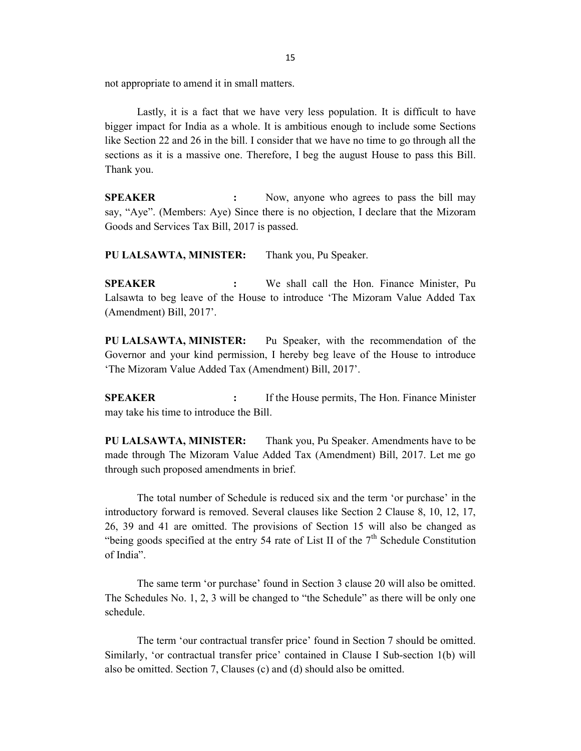not appropriate to amend it in small matters.

Lastly, it is a fact that we have very less population. It is difficult to have bigger impact for India as a whole. It is ambitious enough to include some Sections like Section 22 and 26 in the bill. I consider that we have no time to go through all the sections as it is a massive one. Therefore, I beg the august House to pass this Bill. Thank you.

**SPEAKER :** Now, anyone who agrees to pass the bill may say, "Aye". (Members: Aye) Since there is no objection, I declare that the Mizoram Goods and Services Tax Bill, 2017 is passed.

**PU LALSAWTA, MINISTER:** Thank you, Pu Speaker.

**SPEAKER :** We shall call the Hon. Finance Minister, Pu Lalsawta to beg leave of the House to introduce 'The Mizoram Value Added Tax (Amendment) Bill, 2017'.

**PU LALSAWTA, MINISTER:** Pu Speaker, with the recommendation of the Governor and your kind permission, I hereby beg leave of the House to introduce 'The Mizoram Value Added Tax (Amendment) Bill, 2017'.

**SPEAKER :** If the House permits, The Hon. Finance Minister may take his time to introduce the Bill.

**PU LALSAWTA, MINISTER:** Thank you, Pu Speaker. Amendments have to be made through The Mizoram Value Added Tax (Amendment) Bill, 2017. Let me go through such proposed amendments in brief.

The total number of Schedule is reduced six and the term 'or purchase' in the introductory forward is removed. Several clauses like Section 2 Clause 8, 10, 12, 17, 26, 39 and 41 are omitted. The provisions of Section 15 will also be changed as "being goods specified at the entry 54 rate of List II of the 7th Schedule Constitution of India".

The same term 'or purchase' found in Section 3 clause 20 will also be omitted. The Schedules No. 1, 2, 3 will be changed to "the Schedule" as there will be only one schedule.

The term 'our contractual transfer price' found in Section 7 should be omitted. Similarly, 'or contractual transfer price' contained in Clause I Sub-section 1(b) will also be omitted. Section 7, Clauses (c) and (d) should also be omitted.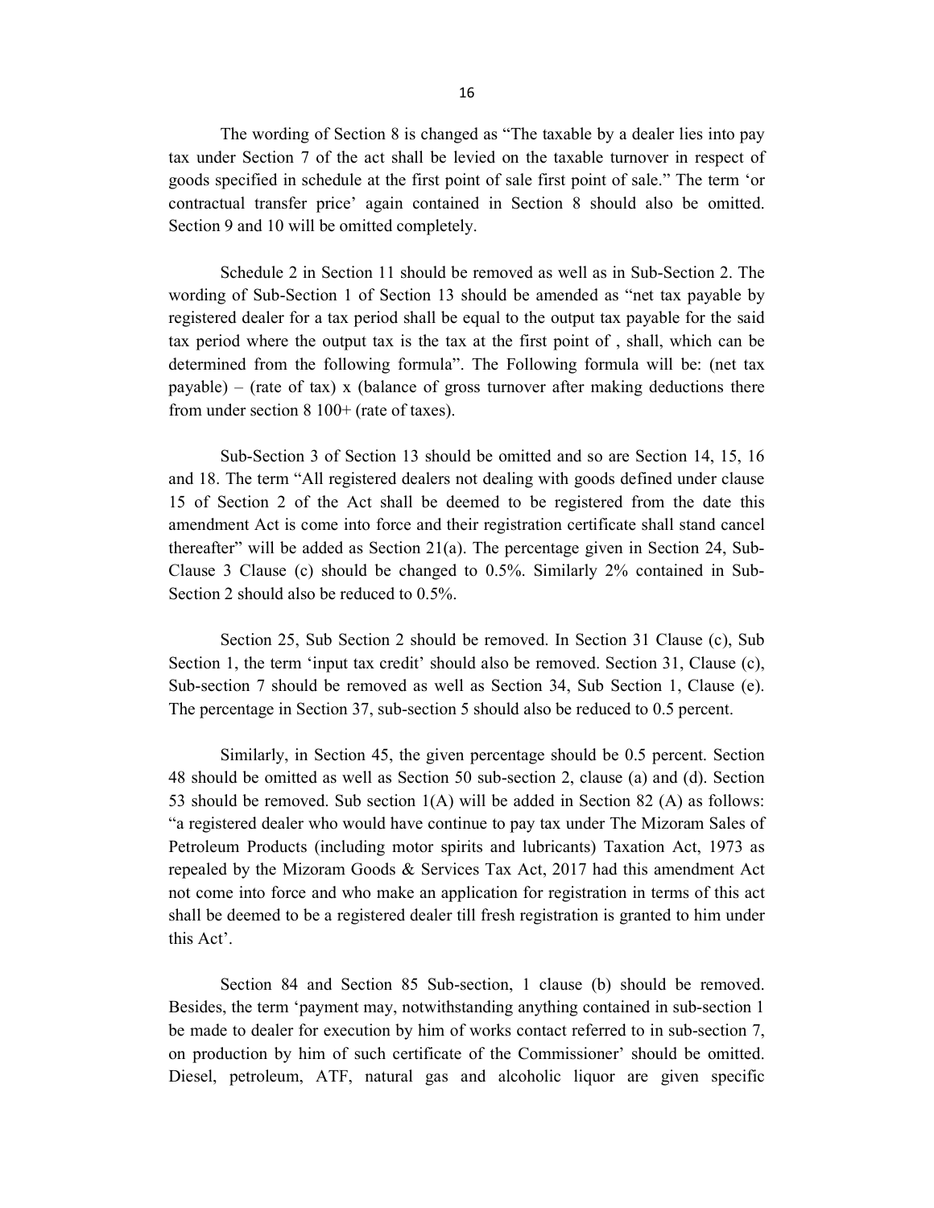The wording of Section 8 is changed as "The taxable by a dealer lies into pay tax under Section 7 of the act shall be levied on the taxable turnover in respect of goods specified in schedule at the first point of sale first point of sale." The term 'or contractual transfer price' again contained in Section 8 should also be omitted. Section 9 and 10 will be omitted completely.

Schedule 2 in Section 11 should be removed as well as in Sub-Section 2. The wording of Sub-Section 1 of Section 13 should be amended as "net tax payable by registered dealer for a tax period shall be equal to the output tax payable for the said tax period where the output tax is the tax at the first point of , shall, which can be determined from the following formula". The Following formula will be: (net tax payable) – (rate of tax) x (balance of gross turnover after making deductions there from under section 8 100+ (rate of taxes).

Sub-Section 3 of Section 13 should be omitted and so are Section 14, 15, 16 and 18. The term "All registered dealers not dealing with goods defined under clause 15 of Section 2 of the Act shall be deemed to be registered from the date this amendment Act is come into force and their registration certificate shall stand cancel thereafter" will be added as Section 21(a). The percentage given in Section 24, Sub-Clause 3 Clause (c) should be changed to 0.5%. Similarly 2% contained in Sub-Section 2 should also be reduced to 0.5%.

Section 25, Sub Section 2 should be removed. In Section 31 Clause (c), Sub Section 1, the term 'input tax credit' should also be removed. Section 31, Clause (c), Sub-section 7 should be removed as well as Section 34, Sub Section 1, Clause (e). The percentage in Section 37, sub-section 5 should also be reduced to 0.5 percent.

Similarly, in Section 45, the given percentage should be 0.5 percent. Section 48 should be omitted as well as Section 50 sub-section 2, clause (a) and (d). Section 53 should be removed. Sub section 1(A) will be added in Section 82 (A) as follows: "a registered dealer who would have continue to pay tax under The Mizoram Sales of Petroleum Products (including motor spirits and lubricants) Taxation Act, 1973 as repealed by the Mizoram Goods & Services Tax Act, 2017 had this amendment Act not come into force and who make an application for registration in terms of this act shall be deemed to be a registered dealer till fresh registration is granted to him under this Act'.

Section 84 and Section 85 Sub-section, 1 clause (b) should be removed. Besides, the term 'payment may, notwithstanding anything contained in sub-section 1 be made to dealer for execution by him of works contact referred to in sub-section 7, on production by him of such certificate of the Commissioner' should be omitted. Diesel, petroleum, ATF, natural gas and alcoholic liquor are given specific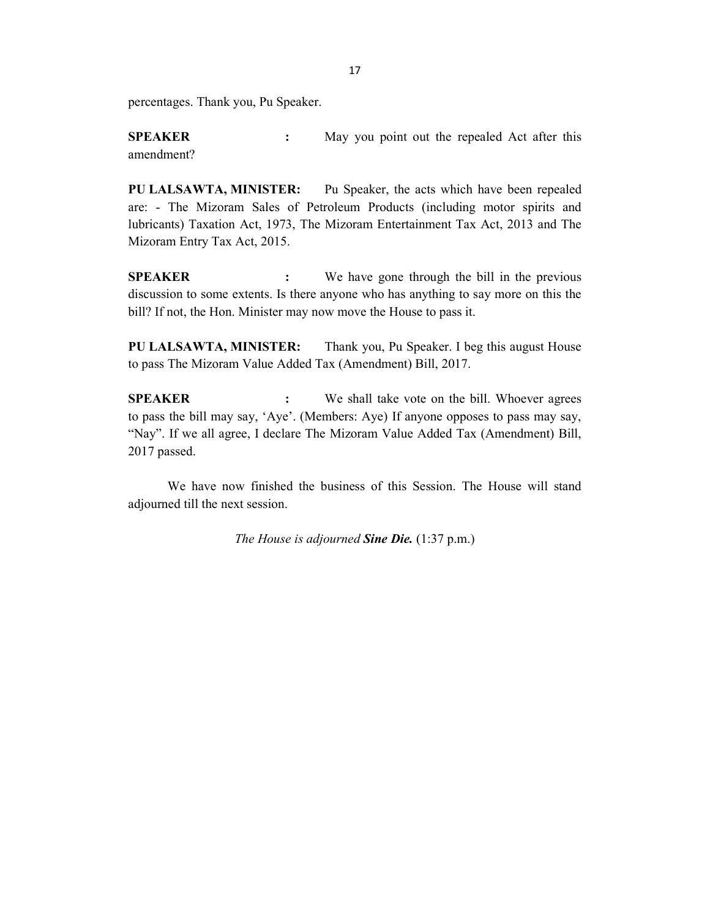percentages. Thank you, Pu Speaker.

**SPEAKER** : May you point out the repealed Act after this amendment?

**PU LALSAWTA, MINISTER:** Pu Speaker, the acts which have been repealed are: - The Mizoram Sales of Petroleum Products (including motor spirits and lubricants) Taxation Act, 1973, The Mizoram Entertainment Tax Act, 2013 and The Mizoram Entry Tax Act, 2015.

**SPEAKER** : We have gone through the bill in the previous discussion to some extents. Is there anyone who has anything to say more on this the bill? If not, the Hon. Minister may now move the House to pass it.

**PU LALSAWTA, MINISTER:** Thank you, Pu Speaker. I beg this august House to pass The Mizoram Value Added Tax (Amendment) Bill, 2017.

**SPEAKER** : We shall take vote on the bill. Whoever agrees to pass the bill may say, 'Aye'. (Members: Aye) If anyone opposes to pass may say, "Nay". If we all agree, I declare The Mizoram Value Added Tax (Amendment) Bill, 2017 passed.

We have now finished the business of this Session. The House will stand adjourned till the next session.

*The House is adjourned* ***Sine Die.*** (1:37 p.m.)